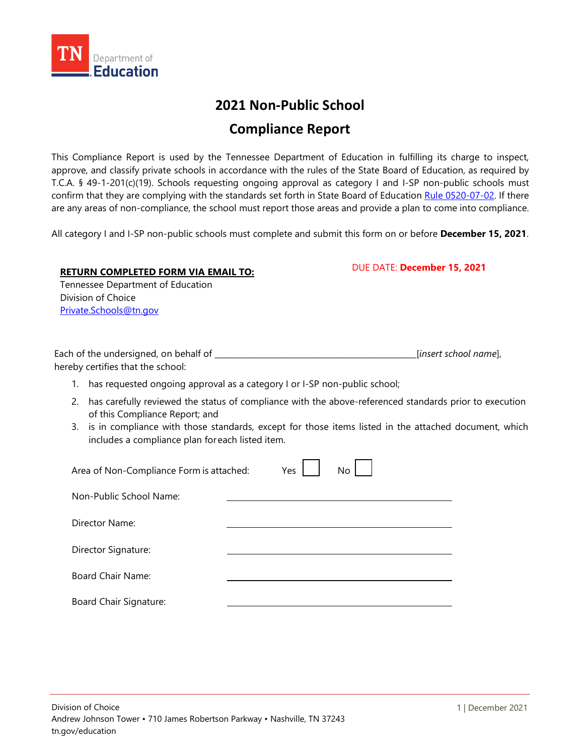# 2021 Non-Public School Compliance Report

This Compliance Report is used by the Tennessee Department of Education in fulfilling its charge to inspect, approve, and classify private schools in accordance with the rules of the State Board of Education, as required by T.C.A. § 49-1-201(c)(19). Schools requesting ongoing approval as category I and I-SP non-public schools must confirm that they are complying with the standards set forth in State Board of Education Rule 0520-07-02. If there are any areas of non-compliance, the school must report those areas and provide a plan to come into compliance.

All category I and I-SP non-public schools must complete and submit this form on or before **December 15, 2021**.

**RETURN COMPLETED FORM VIA EMAIL TO:**
Tennessee Department of Education
Division of Choice
Private.Schools@tn.gov

DUE DATE: **December 15, 2021**

Each of the undersigned, on behalf of _______________________________________________[*insert school name*], hereby certifies that the school:

1. has requested ongoing approval as a category I or I-SP non-public school;
2. has carefully reviewed the status of compliance with the above-referenced standards prior to execution of this Compliance Report; and
3. is in compliance with those standards, except for those items listed in the attached document, which includes a compliance plan for each listed item.

Area of Non-Compliance Form is attached: Yes ☐ No ☐

Non-Public School Name: ______________________________

Director Name: ______________________________

Director Signature: ______________________________

Board Chair Name: ______________________________

Board Chair Signature: ______________________________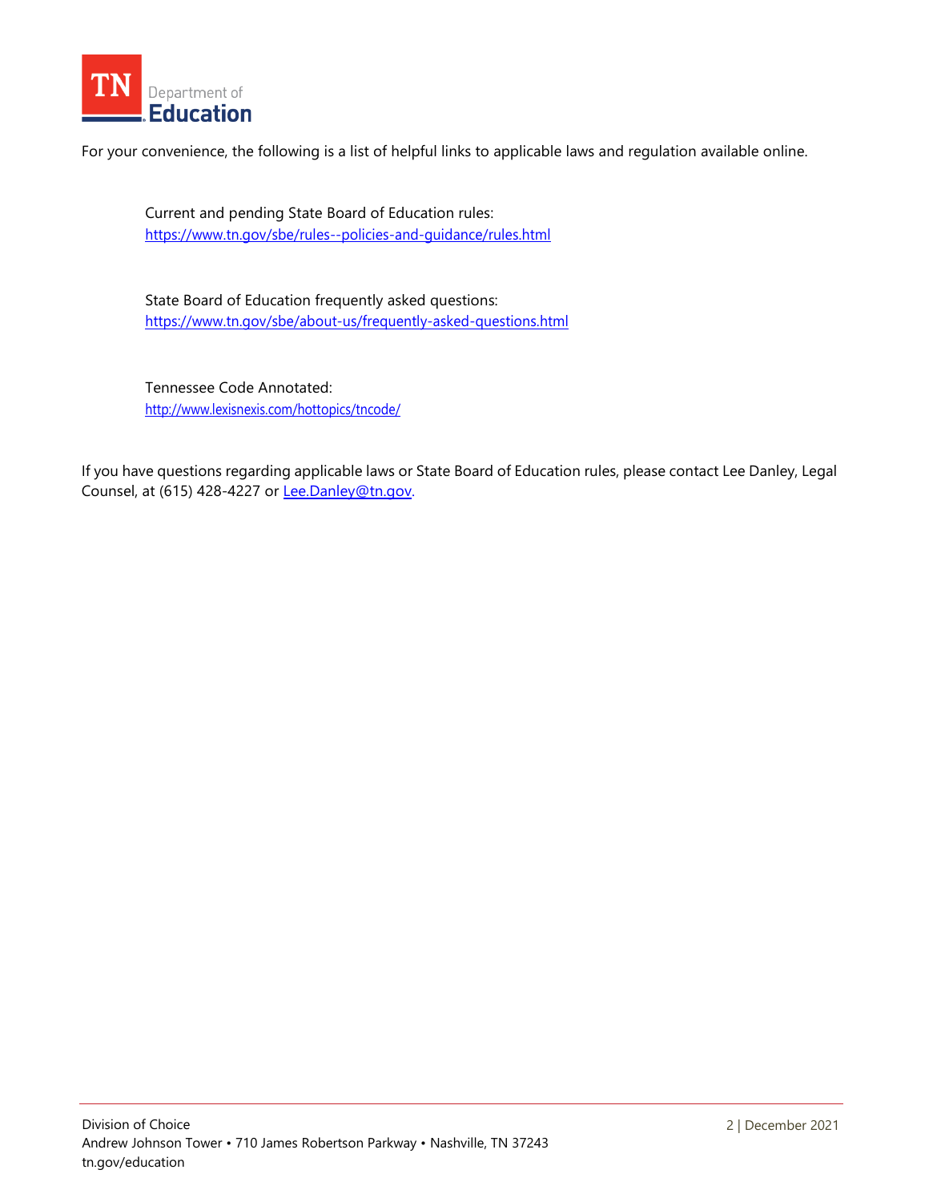For your convenience, the following is a list of helpful links to applicable laws and regulation available online.

Current and pending State Board of Education rules:
https://www.tn.gov/sbe/rules--policies-and-guidance/rules.html

State Board of Education frequently asked questions:
https://www.tn.gov/sbe/about-us/frequently-asked-questions.html

Tennessee Code Annotated:
http://www.lexisnexis.com/hottopics/tncode/

If you have questions regarding applicable laws or State Board of Education rules, please contact Lee Danley, Legal Counsel, at (615) 428-4227 or Lee.Danley@tn.gov.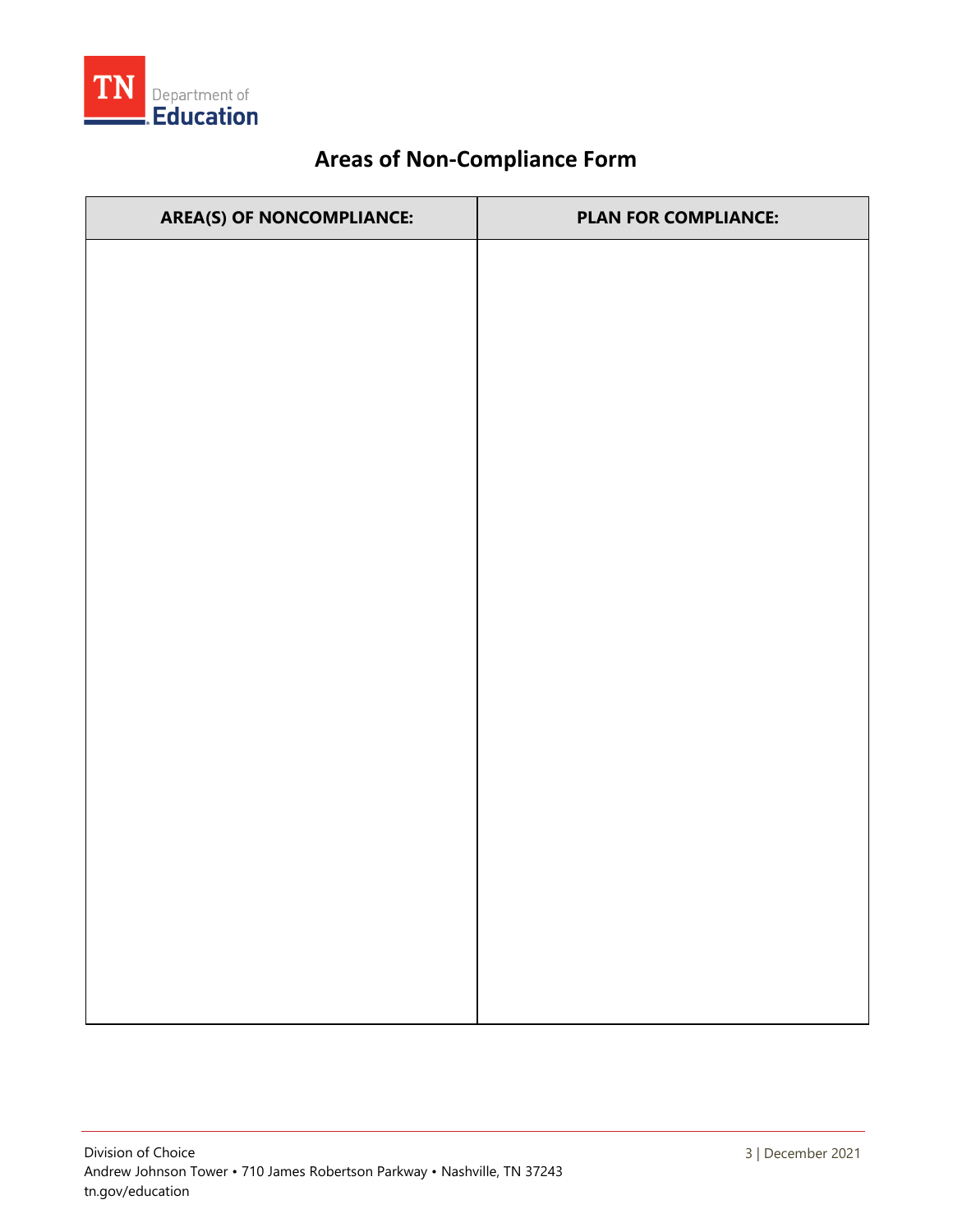# Areas of Non-Compliance Form

| AREA(S) OF NONCOMPLIANCE: | PLAN FOR COMPLIANCE: |
| --- | --- |
| | |